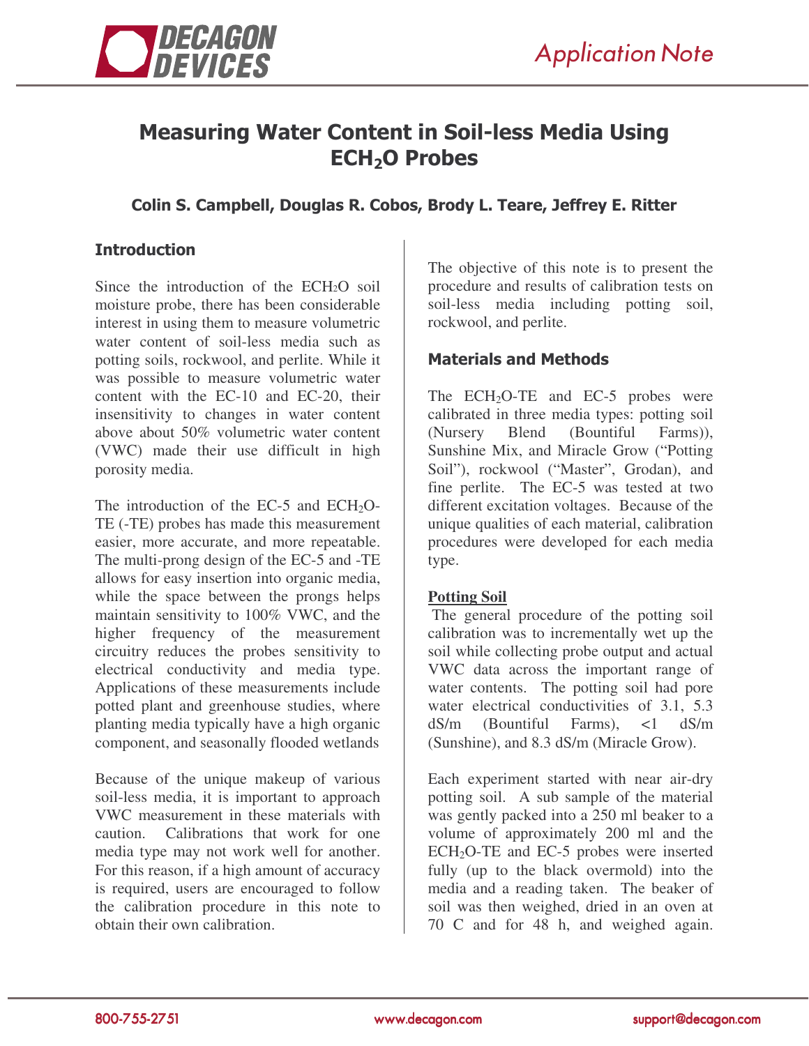# Measuring Water Content in Soil-less Media Using $ECH_2O$ Probes

**Colin S. Campbell, Douglas R. Cobos, Brody L. Teare, Jeffrey E. Ritter**

## Introduction

Since the introduction of the $ECH_2O$ soil moisture probe, there has been considerable interest in using them to measure volumetric water content of soil-less media such as potting soils, rockwool, and perlite. While it was possible to measure volumetric water content with the EC-10 and EC-20, their insensitivity to changes in water content above about 50% volumetric water content (VWC) made their use difficult in high porosity media.

The introduction of the EC-5 and $ECH_2O$-TE (-TE) probes has made this measurement easier, more accurate, and more repeatable. The multi-prong design of the EC-5 and -TE allows for easy insertion into organic media, while the space between the prongs helps maintain sensitivity to 100% VWC, and the higher frequency of the measurement circuitry reduces the probes sensitivity to electrical conductivity and media type. Applications of these measurements include potted plant and greenhouse studies, where planting media typically have a high organic component, and seasonally flooded wetlands

Because of the unique makeup of various soil-less media, it is important to approach VWC measurement in these materials with caution. Calibrations that work for one media type may not work well for another. For this reason, if a high amount of accuracy is required, users are encouraged to follow the calibration procedure in this note to obtain their own calibration.

The objective of this note is to present the procedure and results of calibration tests on soil-less media including potting soil, rockwool, and perlite.

## Materials and Methods

The $ECH_2O$-TE and EC-5 probes were calibrated in three media types: potting soil (Nursery Blend (Bountiful Farms)), Sunshine Mix, and Miracle Grow ("Potting Soil"), rockwool ("Master", Grodan), and fine perlite. The EC-5 was tested at two different excitation voltages. Because of the unique qualities of each material, calibration procedures were developed for each media type.

### Potting Soil

The general procedure of the potting soil calibration was to incrementally wet up the soil while collecting probe output and actual VWC data across the important range of water contents. The potting soil had pore water electrical conductivities of 3.1, 5.3 dS/m (Bountiful Farms), <1 dS/m (Sunshine), and 8.3 dS/m (Miracle Grow).

Each experiment started with near air-dry potting soil. A sub sample of the material was gently packed into a 250 ml beaker to a volume of approximately 200 ml and the $ECH_2O$-TE and EC-5 probes were inserted fully (up to the black overmold) into the media and a reading taken. The beaker of soil was then weighed, dried in an oven at 70 C and for 48 h, and weighed again.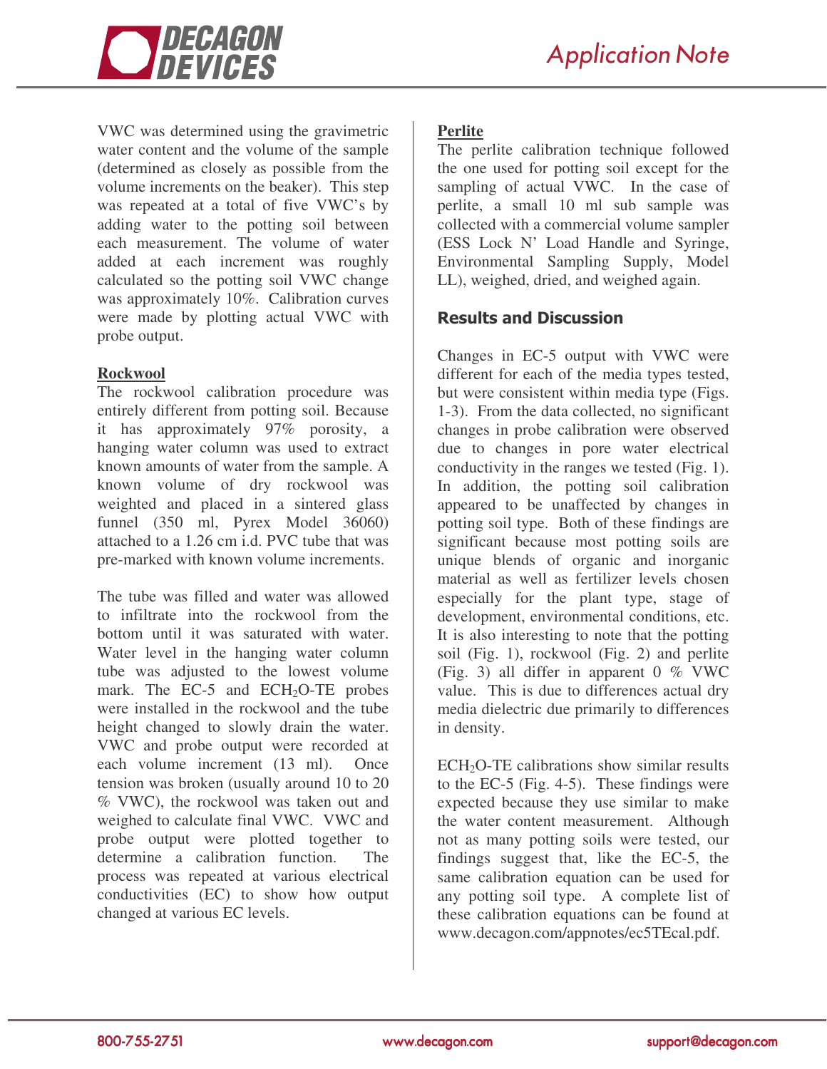VWC was determined using the gravimetric water content and the volume of the sample (determined as closely as possible from the volume increments on the beaker). This step was repeated at a total of five VWC's by adding water to the potting soil between each measurement. The volume of water added at each increment was roughly calculated so the potting soil VWC change was approximately 10%. Calibration curves were made by plotting actual VWC with probe output.

**Rockwool**

The rockwool calibration procedure was entirely different from potting soil. Because it has approximately 97% porosity, a hanging water column was used to extract known amounts of water from the sample. A known volume of dry rockwool was weighted and placed in a sintered glass funnel (350 ml, Pyrex Model 36060) attached to a 1.26 cm i.d. PVC tube that was pre-marked with known volume increments.

The tube was filled and water was allowed to infiltrate into the rockwool from the bottom until it was saturated with water. Water level in the hanging water column tube was adjusted to the lowest volume mark. The EC-5 and ECH$_2$O-TE probes were installed in the rockwool and the tube height changed to slowly drain the water. VWC and probe output were recorded at each volume increment (13 ml). Once tension was broken (usually around 10 to 20 % VWC), the rockwool was taken out and weighed to calculate final VWC. VWC and probe output were plotted together to determine a calibration function. The process was repeated at various electrical conductivities (EC) to show how output changed at various EC levels.

**Perlite**

The perlite calibration technique followed the one used for potting soil except for the sampling of actual VWC. In the case of perlite, a small 10 ml sub sample was collected with a commercial volume sampler (ESS Lock N' Load Handle and Syringe, Environmental Sampling Supply, Model LL), weighed, dried, and weighed again.

## Results and Discussion

Changes in EC-5 output with VWC were different for each of the media types tested, but were consistent within media type (Figs. 1-3). From the data collected, no significant changes in probe calibration were observed due to changes in pore water electrical conductivity in the ranges we tested (Fig. 1). In addition, the potting soil calibration appeared to be unaffected by changes in potting soil type. Both of these findings are significant because most potting soils are unique blends of organic and inorganic material as well as fertilizer levels chosen especially for the plant type, stage of development, environmental conditions, etc. It is also interesting to note that the potting soil (Fig. 1), rockwool (Fig. 2) and perlite (Fig. 3) all differ in apparent 0 % VWC value. This is due to differences actual dry media dielectric due primarily to differences in density.

ECH$_2$O-TE calibrations show similar results to the EC-5 (Fig. 4-5). These findings were expected because they use similar to make the water content measurement. Although not as many potting soils were tested, our findings suggest that, like the EC-5, the same calibration equation can be used for any potting soil type. A complete list of these calibration equations can be found at www.decagon.com/appnotes/ec5TEcal.pdf.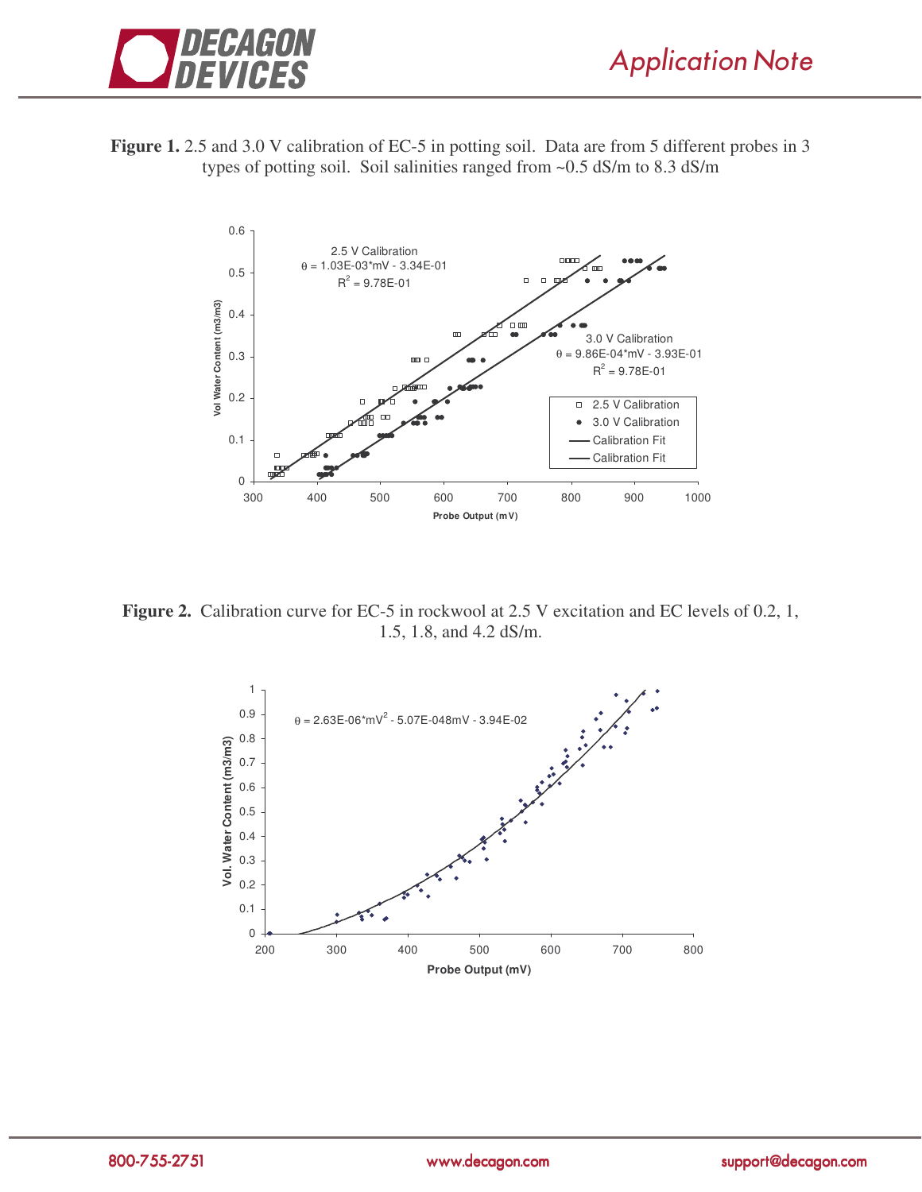**Figure 1.** 2.5 and 3.0 V calibration of EC-5 in potting soil. Data are from 5 different probes in 3 types of potting soil. Soil salinities ranged from ~0.5 dS/m to 8.3 dS/m

**Figure 2.** Calibration curve for EC-5 in rockwool at 2.5 V excitation and EC levels of 0.2, 1, 1.5, 1.8, and 4.2 dS/m.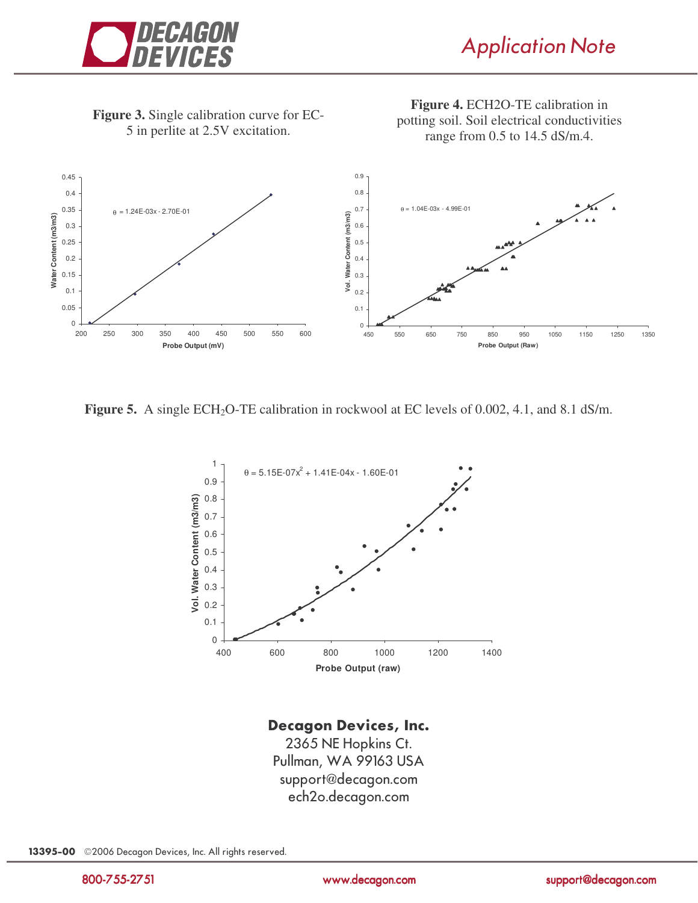**Figure 3.** Single calibration curve for EC-5 in perlite at 2.5V excitation.

$\theta$ = 1.24E-03x - 2.70E-01

Water Content (m3/m3)

0.45
0.4
0.35
0.3
0.25
0.2
0.15
0.1
0.05
0

200 250 300 350 400 450 500 550 600

Probe Output (mV)

**Figure 4.** ECH2O-TE calibration in potting soil. Soil electrical conductivities range from 0.5 to 14.5 dS/m.4.

$\theta$ = 1.04E-03x - 4.99E-01

Vol. Water Content (m3/m3)

0.9
0.8
0.7
0.6
0.5
0.4
0.3
0.2
0.1
0

450 550 650 750 850 950 1050 1150 1250 1350

Probe Output (Raw)

**Figure 5.** A single ECH$_2$O-TE calibration in rockwool at EC levels of 0.002, 4.1, and 8.1 dS/m.

$\theta = 5.15E\text{-}07x^2 + 1.41E\text{-}04x - 1.60E\text{-}01$

Vol. Water Content (m3/m3)

1
0.9
0.8
0.7
0.6
0.5
0.4
0.3
0.2
0.1
0

400 600 800 1000 1200 1400

Probe Output (raw)

**Decagon Devices, Inc.**
2365 NE Hopkins Ct.
Pullman, WA 99163 USA
support@decagon.com
ech2o.decagon.com

**13395-00** ©2006 Decagon Devices, Inc. All rights reserved.

800-755-2751 www.decagon.com support@decagon.com